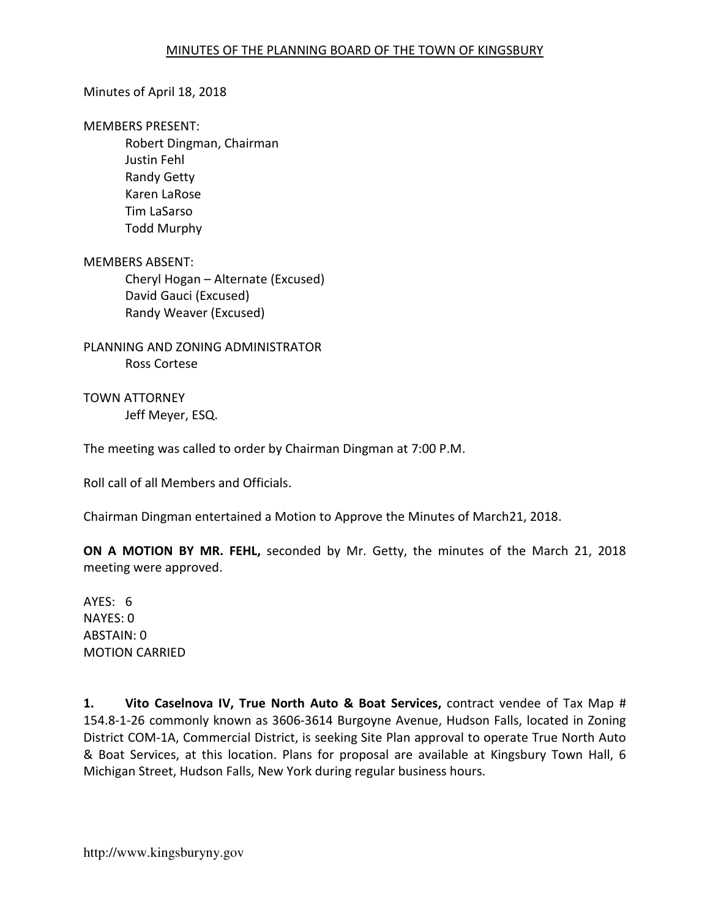MINUTES OF THE PLANNING BOARD OF THE TOWN OF KINGSBURY

Minutes of April 18, 2018

MEMBERS PRESENT:

Robert Dingman, Chairman
Justin Fehl
Randy Getty
Karen LaRose
Tim LaSarso
Todd Murphy

MEMBERS ABSENT:

Cheryl Hogan – Alternate (Excused)
David Gauci (Excused)
Randy Weaver (Excused)

PLANNING AND ZONING ADMINISTRATOR

Ross Cortese

TOWN ATTORNEY

Jeff Meyer, ESQ.

The meeting was called to order by Chairman Dingman at 7:00 P.M.

Roll call of all Members and Officials.

Chairman Dingman entertained a Motion to Approve the Minutes of March21, 2018.

**ON A MOTION BY MR. FEHL,** seconded by Mr. Getty, the minutes of the March 21, 2018 meeting were approved.

AYES: 6
NAYES: 0
ABSTAIN: 0
MOTION CARRIED

**1. Vito Caselnova IV, True North Auto & Boat Services,** contract vendee of Tax Map # 154.8-1-26 commonly known as 3606-3614 Burgoyne Avenue, Hudson Falls, located in Zoning District COM-1A, Commercial District, is seeking Site Plan approval to operate True North Auto & Boat Services, at this location. Plans for proposal are available at Kingsbury Town Hall, 6 Michigan Street, Hudson Falls, New York during regular business hours.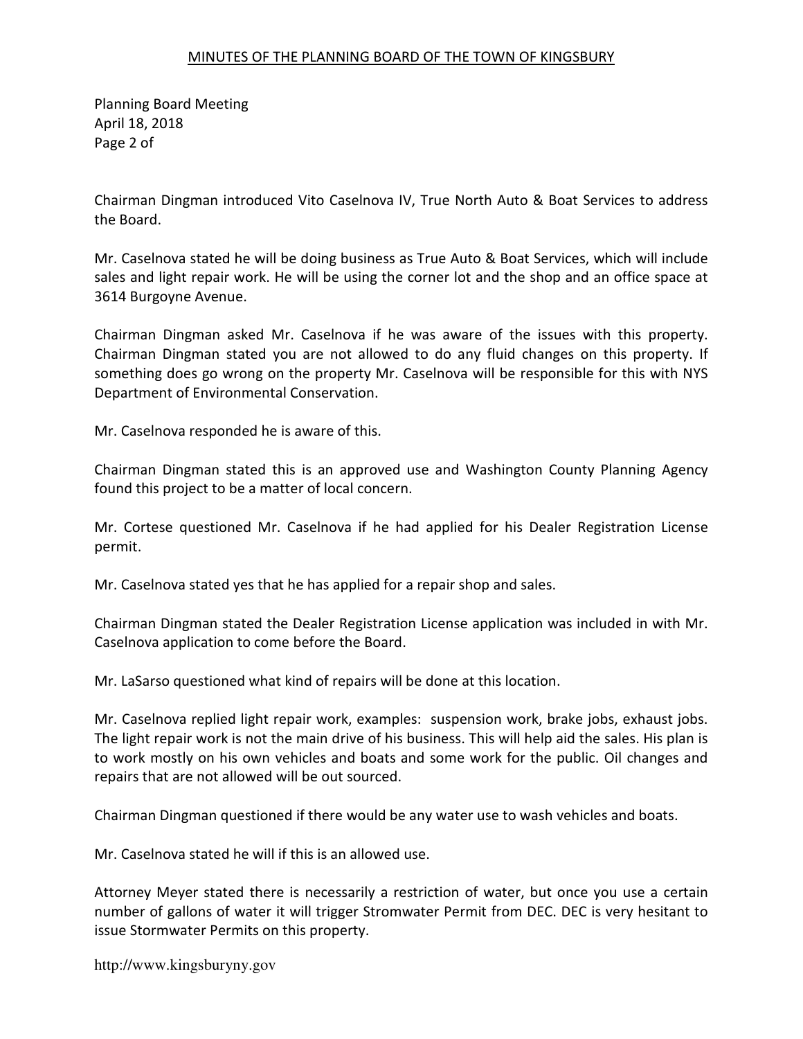Chairman Dingman introduced Vito Caselnova IV, True North Auto & Boat Services to address the Board.

Mr. Caselnova stated he will be doing business as True Auto & Boat Services, which will include sales and light repair work. He will be using the corner lot and the shop and an office space at 3614 Burgoyne Avenue.

Chairman Dingman asked Mr. Caselnova if he was aware of the issues with this property. Chairman Dingman stated you are not allowed to do any fluid changes on this property. If something does go wrong on the property Mr. Caselnova will be responsible for this with NYS Department of Environmental Conservation.

Mr. Caselnova responded he is aware of this.

Chairman Dingman stated this is an approved use and Washington County Planning Agency found this project to be a matter of local concern.

Mr. Cortese questioned Mr. Caselnova if he had applied for his Dealer Registration License permit.

Mr. Caselnova stated yes that he has applied for a repair shop and sales.

Chairman Dingman stated the Dealer Registration License application was included in with Mr. Caselnova application to come before the Board.

Mr. LaSarso questioned what kind of repairs will be done at this location.

Mr. Caselnova replied light repair work, examples: suspension work, brake jobs, exhaust jobs. The light repair work is not the main drive of his business. This will help aid the sales. His plan is to work mostly on his own vehicles and boats and some work for the public. Oil changes and repairs that are not allowed will be out sourced.

Chairman Dingman questioned if there would be any water use to wash vehicles and boats.

Mr. Caselnova stated he will if this is an allowed use.

Attorney Meyer stated there is necessarily a restriction of water, but once you use a certain number of gallons of water it will trigger Stromwater Permit from DEC. DEC is very hesitant to issue Stormwater Permits on this property.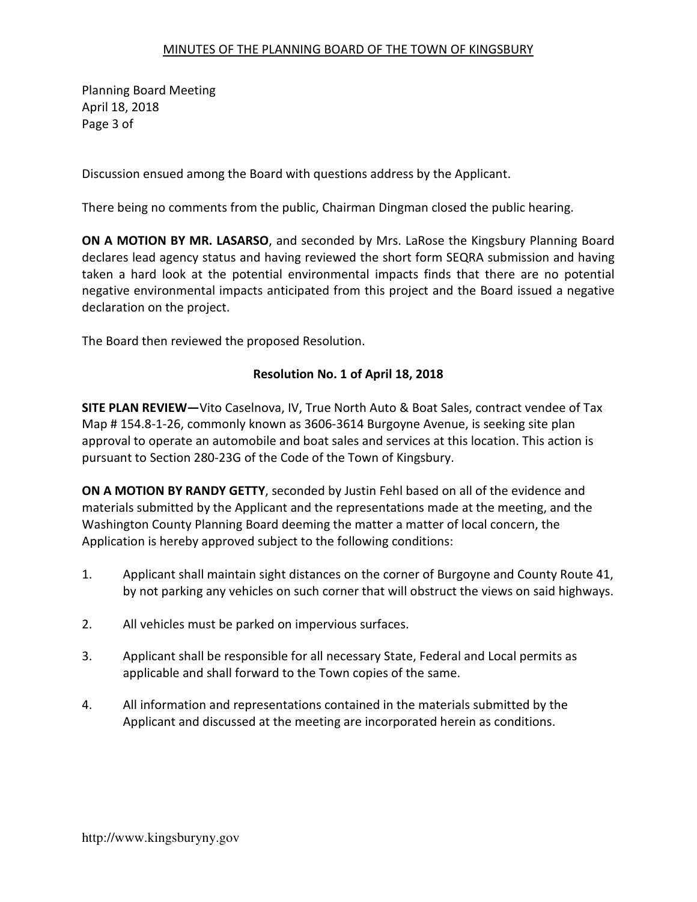Discussion ensued among the Board with questions address by the Applicant.

There being no comments from the public, Chairman Dingman closed the public hearing.

**ON A MOTION BY MR. LASARSO**, and seconded by Mrs. LaRose the Kingsbury Planning Board declares lead agency status and having reviewed the short form SEQRA submission and having taken a hard look at the potential environmental impacts finds that there are no potential negative environmental impacts anticipated from this project and the Board issued a negative declaration on the project.

The Board then reviewed the proposed Resolution.

**Resolution No. 1 of April 18, 2018**

**SITE PLAN REVIEW—**Vito Caselnova, IV, True North Auto & Boat Sales, contract vendee of Tax Map # 154.8-1-26, commonly known as 3606-3614 Burgoyne Avenue, is seeking site plan approval to operate an automobile and boat sales and services at this location. This action is pursuant to Section 280-23G of the Code of the Town of Kingsbury.

**ON A MOTION BY RANDY GETTY**, seconded by Justin Fehl based on all of the evidence and materials submitted by the Applicant and the representations made at the meeting, and the Washington County Planning Board deeming the matter a matter of local concern, the Application is hereby approved subject to the following conditions:

1. Applicant shall maintain sight distances on the corner of Burgoyne and County Route 41, by not parking any vehicles on such corner that will obstruct the views on said highways.

2. All vehicles must be parked on impervious surfaces.

3. Applicant shall be responsible for all necessary State, Federal and Local permits as applicable and shall forward to the Town copies of the same.

4. All information and representations contained in the materials submitted by the Applicant and discussed at the meeting are incorporated herein as conditions.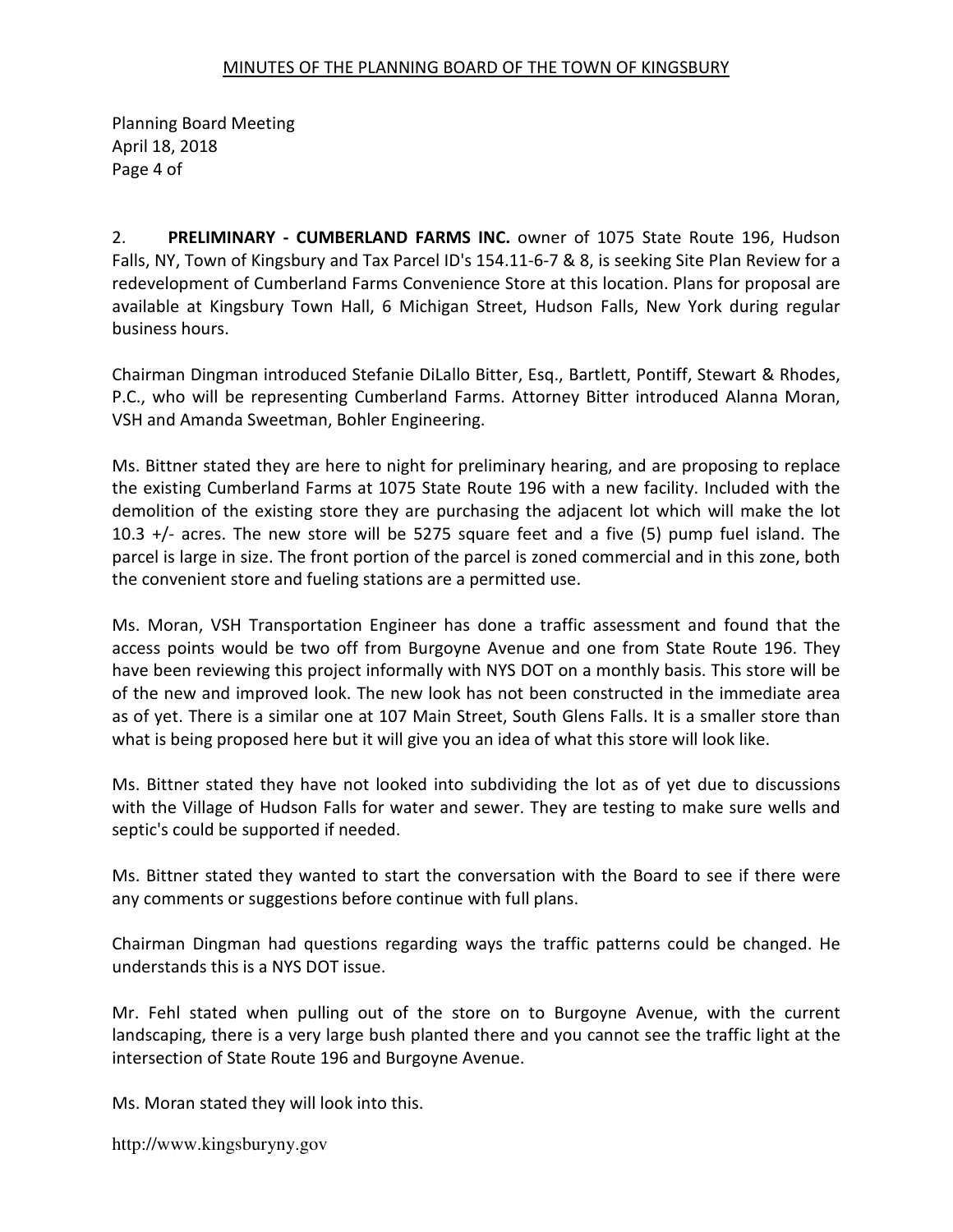2. **PRELIMINARY - CUMBERLAND FARMS INC.** owner of 1075 State Route 196, Hudson Falls, NY, Town of Kingsbury and Tax Parcel ID's 154.11-6-7 & 8, is seeking Site Plan Review for a redevelopment of Cumberland Farms Convenience Store at this location. Plans for proposal are available at Kingsbury Town Hall, 6 Michigan Street, Hudson Falls, New York during regular business hours.

Chairman Dingman introduced Stefanie DiLallo Bitter, Esq., Bartlett, Pontiff, Stewart & Rhodes, P.C., who will be representing Cumberland Farms. Attorney Bitter introduced Alanna Moran, VSH and Amanda Sweetman, Bohler Engineering.

Ms. Bittner stated they are here to night for preliminary hearing, and are proposing to replace the existing Cumberland Farms at 1075 State Route 196 with a new facility. Included with the demolition of the existing store they are purchasing the adjacent lot which will make the lot 10.3 +/- acres. The new store will be 5275 square feet and a five (5) pump fuel island. The parcel is large in size. The front portion of the parcel is zoned commercial and in this zone, both the convenient store and fueling stations are a permitted use.

Ms. Moran, VSH Transportation Engineer has done a traffic assessment and found that the access points would be two off from Burgoyne Avenue and one from State Route 196. They have been reviewing this project informally with NYS DOT on a monthly basis. This store will be of the new and improved look. The new look has not been constructed in the immediate area as of yet. There is a similar one at 107 Main Street, South Glens Falls. It is a smaller store than what is being proposed here but it will give you an idea of what this store will look like.

Ms. Bittner stated they have not looked into subdividing the lot as of yet due to discussions with the Village of Hudson Falls for water and sewer. They are testing to make sure wells and septic's could be supported if needed.

Ms. Bittner stated they wanted to start the conversation with the Board to see if there were any comments or suggestions before continue with full plans.

Chairman Dingman had questions regarding ways the traffic patterns could be changed. He understands this is a NYS DOT issue.

Mr. Fehl stated when pulling out of the store on to Burgoyne Avenue, with the current landscaping, there is a very large bush planted there and you cannot see the traffic light at the intersection of State Route 196 and Burgoyne Avenue.

Ms. Moran stated they will look into this.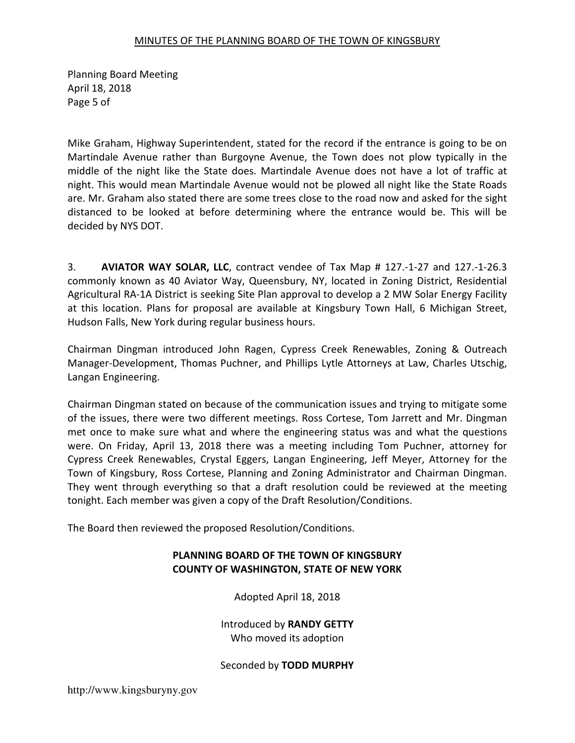Mike Graham, Highway Superintendent, stated for the record if the entrance is going to be on Martindale Avenue rather than Burgoyne Avenue, the Town does not plow typically in the middle of the night like the State does. Martindale Avenue does not have a lot of traffic at night. This would mean Martindale Avenue would not be plowed all night like the State Roads are. Mr. Graham also stated there are some trees close to the road now and asked for the sight distanced to be looked at before determining where the entrance would be. This will be decided by NYS DOT.

3. **AVIATOR WAY SOLAR, LLC**, contract vendee of Tax Map # 127.-1-27 and 127.-1-26.3 commonly known as 40 Aviator Way, Queensbury, NY, located in Zoning District, Residential Agricultural RA-1A District is seeking Site Plan approval to develop a 2 MW Solar Energy Facility at this location. Plans for proposal are available at Kingsbury Town Hall, 6 Michigan Street, Hudson Falls, New York during regular business hours.

Chairman Dingman introduced John Ragen, Cypress Creek Renewables, Zoning & Outreach Manager-Development, Thomas Puchner, and Phillips Lytle Attorneys at Law, Charles Utschig, Langan Engineering.

Chairman Dingman stated on because of the communication issues and trying to mitigate some of the issues, there were two different meetings. Ross Cortese, Tom Jarrett and Mr. Dingman met once to make sure what and where the engineering status was and what the questions were. On Friday, April 13, 2018 there was a meeting including Tom Puchner, attorney for Cypress Creek Renewables, Crystal Eggers, Langan Engineering, Jeff Meyer, Attorney for the Town of Kingsbury, Ross Cortese, Planning and Zoning Administrator and Chairman Dingman. They went through everything so that a draft resolution could be reviewed at the meeting tonight. Each member was given a copy of the Draft Resolution/Conditions.

The Board then reviewed the proposed Resolution/Conditions.

**PLANNING BOARD OF THE TOWN OF KINGSBURY**
**COUNTY OF WASHINGTON, STATE OF NEW YORK**

Adopted April 18, 2018

Introduced by **RANDY GETTY**
Who moved its adoption

Seconded by **TODD MURPHY**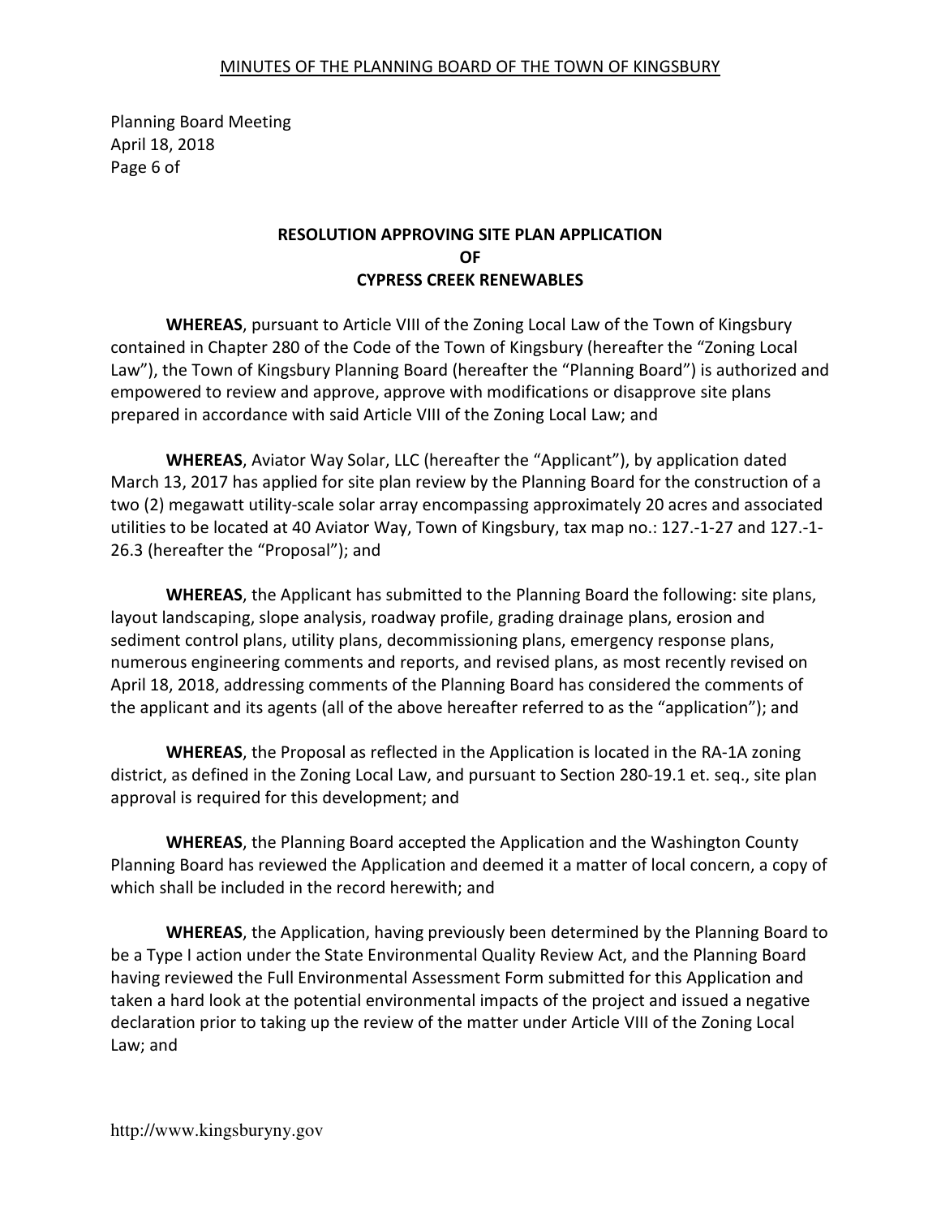Planning Board Meeting
April 18, 2018

## RESOLUTION APPROVING SITE PLAN APPLICATION OF CYPRESS CREEK RENEWABLES

**WHEREAS**, pursuant to Article VIII of the Zoning Local Law of the Town of Kingsbury contained in Chapter 280 of the Code of the Town of Kingsbury (hereafter the "Zoning Local Law"), the Town of Kingsbury Planning Board (hereafter the "Planning Board") is authorized and empowered to review and approve, approve with modifications or disapprove site plans prepared in accordance with said Article VIII of the Zoning Local Law; and

**WHEREAS**, Aviator Way Solar, LLC (hereafter the "Applicant"), by application dated March 13, 2017 has applied for site plan review by the Planning Board for the construction of a two (2) megawatt utility-scale solar array encompassing approximately 20 acres and associated utilities to be located at 40 Aviator Way, Town of Kingsbury, tax map no.: 127.-1-27 and 127.-1-26.3 (hereafter the "Proposal"); and

**WHEREAS**, the Applicant has submitted to the Planning Board the following: site plans, layout landscaping, slope analysis, roadway profile, grading drainage plans, erosion and sediment control plans, utility plans, decommissioning plans, emergency response plans, numerous engineering comments and reports, and revised plans, as most recently revised on April 18, 2018, addressing comments of the Planning Board has considered the comments of the applicant and its agents (all of the above hereafter referred to as the "application"); and

**WHEREAS**, the Proposal as reflected in the Application is located in the RA-1A zoning district, as defined in the Zoning Local Law, and pursuant to Section 280-19.1 et. seq., site plan approval is required for this development; and

**WHEREAS**, the Planning Board accepted the Application and the Washington County Planning Board has reviewed the Application and deemed it a matter of local concern, a copy of which shall be included in the record herewith; and

**WHEREAS**, the Application, having previously been determined by the Planning Board to be a Type I action under the State Environmental Quality Review Act, and the Planning Board having reviewed the Full Environmental Assessment Form submitted for this Application and taken a hard look at the potential environmental impacts of the project and issued a negative declaration prior to taking up the review of the matter under Article VIII of the Zoning Local Law; and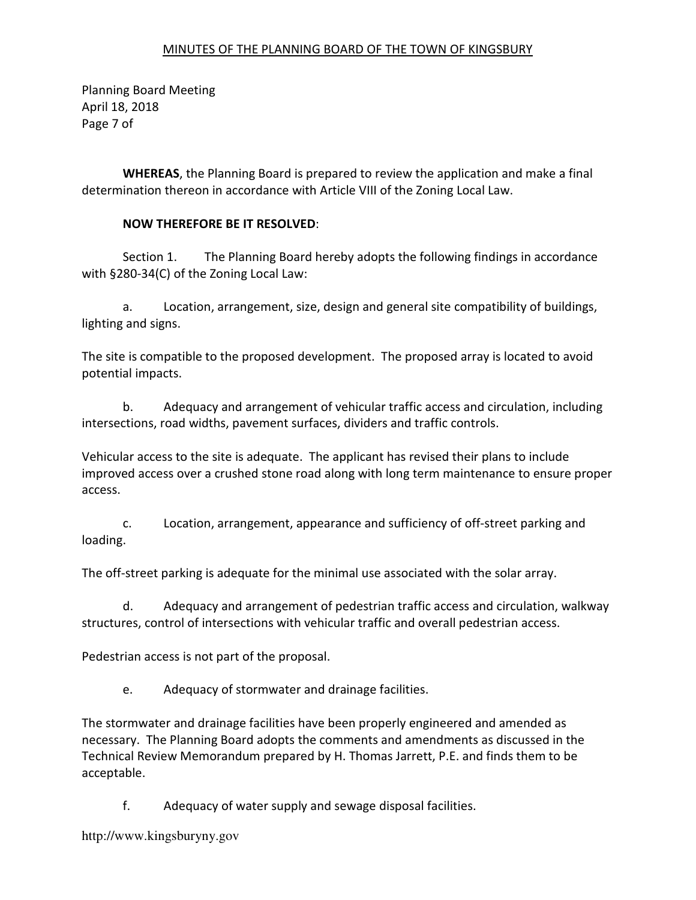**WHEREAS**, the Planning Board is prepared to review the application and make a final determination thereon in accordance with Article VIII of the Zoning Local Law.

**NOW THEREFORE BE IT RESOLVED**:

Section 1. The Planning Board hereby adopts the following findings in accordance with §280-34(C) of the Zoning Local Law:

a. Location, arrangement, size, design and general site compatibility of buildings, lighting and signs.

The site is compatible to the proposed development. The proposed array is located to avoid potential impacts.

b. Adequacy and arrangement of vehicular traffic access and circulation, including intersections, road widths, pavement surfaces, dividers and traffic controls.

Vehicular access to the site is adequate. The applicant has revised their plans to include improved access over a crushed stone road along with long term maintenance to ensure proper access.

c. Location, arrangement, appearance and sufficiency of off-street parking and loading.

The off-street parking is adequate for the minimal use associated with the solar array.

d. Adequacy and arrangement of pedestrian traffic access and circulation, walkway structures, control of intersections with vehicular traffic and overall pedestrian access.

Pedestrian access is not part of the proposal.

e. Adequacy of stormwater and drainage facilities.

The stormwater and drainage facilities have been properly engineered and amended as necessary. The Planning Board adopts the comments and amendments as discussed in the Technical Review Memorandum prepared by H. Thomas Jarrett, P.E. and finds them to be acceptable.

f. Adequacy of water supply and sewage disposal facilities.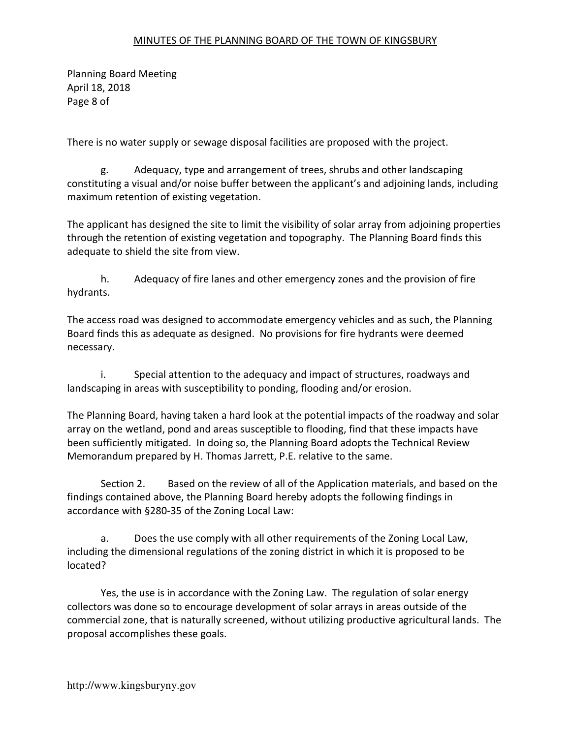There is no water supply or sewage disposal facilities are proposed with the project.

g. Adequacy, type and arrangement of trees, shrubs and other landscaping constituting a visual and/or noise buffer between the applicant's and adjoining lands, including maximum retention of existing vegetation.

The applicant has designed the site to limit the visibility of solar array from adjoining properties through the retention of existing vegetation and topography. The Planning Board finds this adequate to shield the site from view.

h. Adequacy of fire lanes and other emergency zones and the provision of fire hydrants.

The access road was designed to accommodate emergency vehicles and as such, the Planning Board finds this as adequate as designed. No provisions for fire hydrants were deemed necessary.

i. Special attention to the adequacy and impact of structures, roadways and landscaping in areas with susceptibility to ponding, flooding and/or erosion.

The Planning Board, having taken a hard look at the potential impacts of the roadway and solar array on the wetland, pond and areas susceptible to flooding, find that these impacts have been sufficiently mitigated. In doing so, the Planning Board adopts the Technical Review Memorandum prepared by H. Thomas Jarrett, P.E. relative to the same.

Section 2. Based on the review of all of the Application materials, and based on the findings contained above, the Planning Board hereby adopts the following findings in accordance with §280-35 of the Zoning Local Law:

a. Does the use comply with all other requirements of the Zoning Local Law, including the dimensional regulations of the zoning district in which it is proposed to be located?

Yes, the use is in accordance with the Zoning Law. The regulation of solar energy collectors was done so to encourage development of solar arrays in areas outside of the commercial zone, that is naturally screened, without utilizing productive agricultural lands. The proposal accomplishes these goals.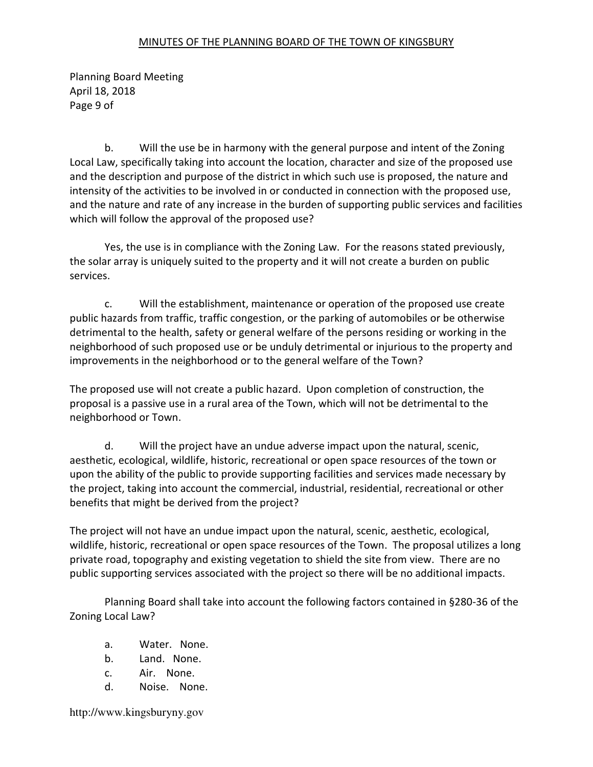b. Will the use be in harmony with the general purpose and intent of the Zoning Local Law, specifically taking into account the location, character and size of the proposed use and the description and purpose of the district in which such use is proposed, the nature and intensity of the activities to be involved in or conducted in connection with the proposed use, and the nature and rate of any increase in the burden of supporting public services and facilities which will follow the approval of the proposed use?

Yes, the use is in compliance with the Zoning Law. For the reasons stated previously, the solar array is uniquely suited to the property and it will not create a burden on public services.

c. Will the establishment, maintenance or operation of the proposed use create public hazards from traffic, traffic congestion, or the parking of automobiles or be otherwise detrimental to the health, safety or general welfare of the persons residing or working in the neighborhood of such proposed use or be unduly detrimental or injurious to the property and improvements in the neighborhood or to the general welfare of the Town?

The proposed use will not create a public hazard. Upon completion of construction, the proposal is a passive use in a rural area of the Town, which will not be detrimental to the neighborhood or Town.

d. Will the project have an undue adverse impact upon the natural, scenic, aesthetic, ecological, wildlife, historic, recreational or open space resources of the town or upon the ability of the public to provide supporting facilities and services made necessary by the project, taking into account the commercial, industrial, residential, recreational or other benefits that might be derived from the project?

The project will not have an undue impact upon the natural, scenic, aesthetic, ecological, wildlife, historic, recreational or open space resources of the Town. The proposal utilizes a long private road, topography and existing vegetation to shield the site from view. There are no public supporting services associated with the project so there will be no additional impacts.

Planning Board shall take into account the following factors contained in §280-36 of the Zoning Local Law?

a. Water. None.
b. Land. None.
c. Air. None.
d. Noise. None.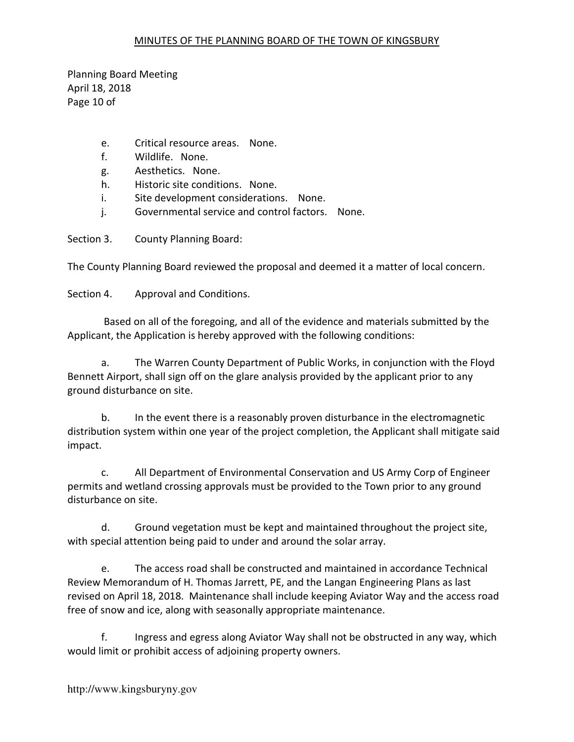e. Critical resource areas. None.
f. Wildlife. None.
g. Aesthetics. None.
h. Historic site conditions. None.
i. Site development considerations. None.
j. Governmental service and control factors. None.

Section 3. County Planning Board:

The County Planning Board reviewed the proposal and deemed it a matter of local concern.

Section 4. Approval and Conditions.

Based on all of the foregoing, and all of the evidence and materials submitted by the Applicant, the Application is hereby approved with the following conditions:

a. The Warren County Department of Public Works, in conjunction with the Floyd Bennett Airport, shall sign off on the glare analysis provided by the applicant prior to any ground disturbance on site.

b. In the event there is a reasonably proven disturbance in the electromagnetic distribution system within one year of the project completion, the Applicant shall mitigate said impact.

c. All Department of Environmental Conservation and US Army Corp of Engineer permits and wetland crossing approvals must be provided to the Town prior to any ground disturbance on site.

d. Ground vegetation must be kept and maintained throughout the project site, with special attention being paid to under and around the solar array.

e. The access road shall be constructed and maintained in accordance Technical Review Memorandum of H. Thomas Jarrett, PE, and the Langan Engineering Plans as last revised on April 18, 2018. Maintenance shall include keeping Aviator Way and the access road free of snow and ice, along with seasonally appropriate maintenance.

f. Ingress and egress along Aviator Way shall not be obstructed in any way, which would limit or prohibit access of adjoining property owners.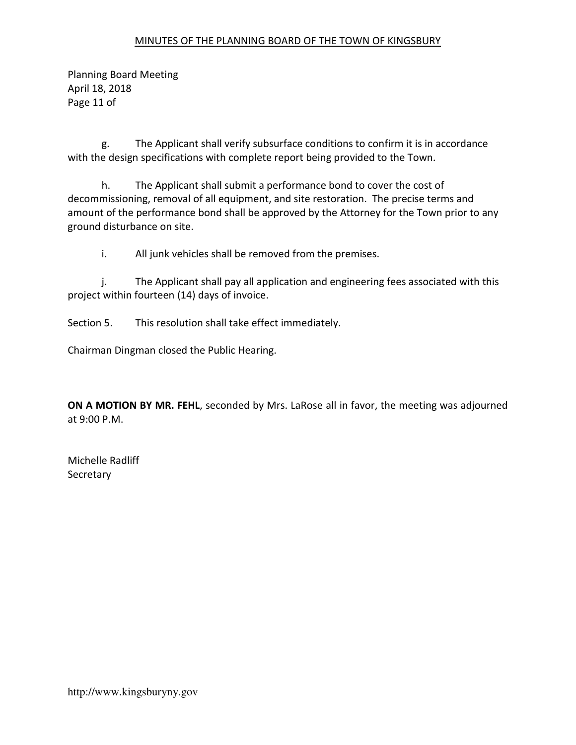g. The Applicant shall verify subsurface conditions to confirm it is in accordance with the design specifications with complete report being provided to the Town.

h. The Applicant shall submit a performance bond to cover the cost of decommissioning, removal of all equipment, and site restoration. The precise terms and amount of the performance bond shall be approved by the Attorney for the Town prior to any ground disturbance on site.

i. All junk vehicles shall be removed from the premises.

j. The Applicant shall pay all application and engineering fees associated with this project within fourteen (14) days of invoice.

Section 5. This resolution shall take effect immediately.

Chairman Dingman closed the Public Hearing.

**ON A MOTION BY MR. FEHL**, seconded by Mrs. LaRose all in favor, the meeting was adjourned at 9:00 P.M.

Michelle Radliff
Secretary